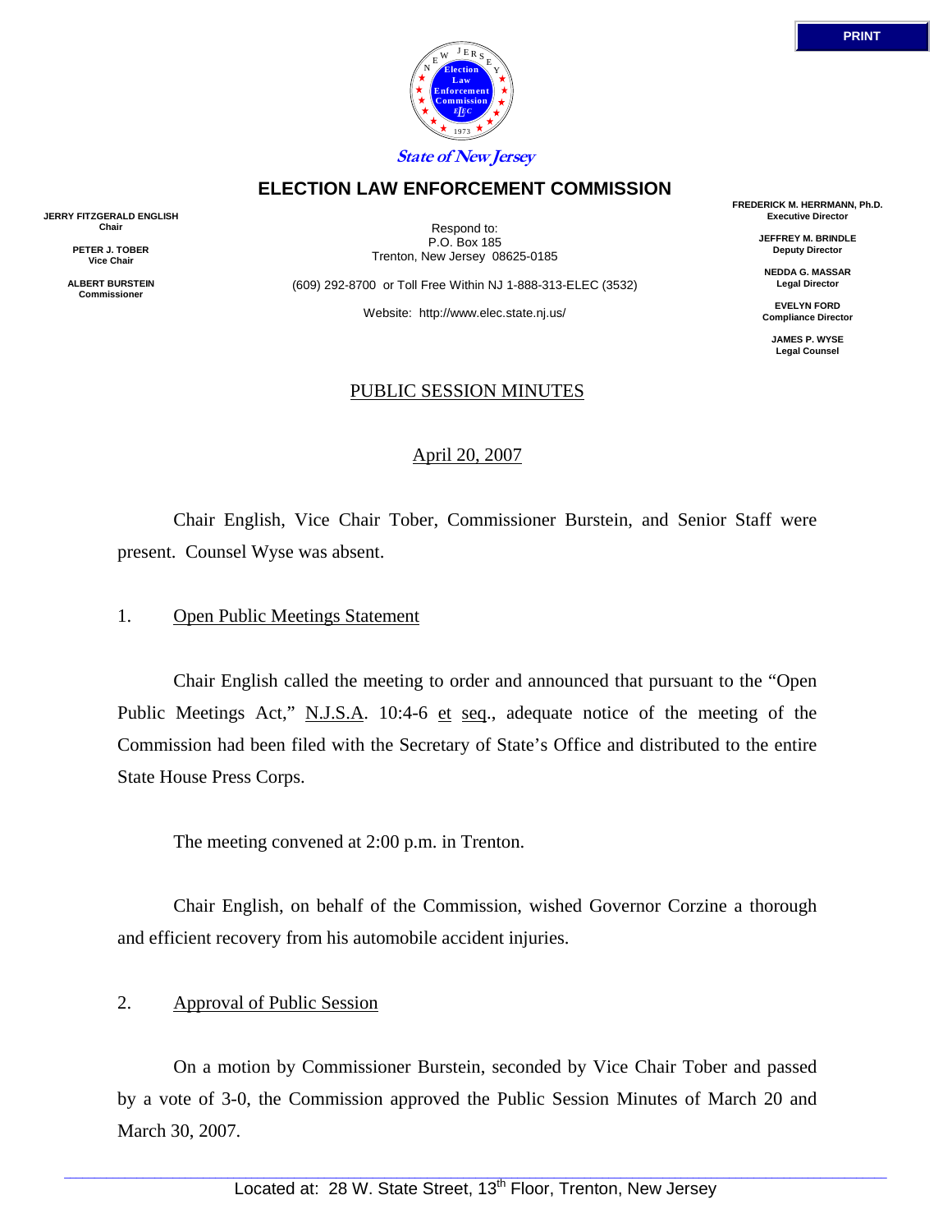State of New Jersey

# ELECTION LAW ENFORCEMENT COMMISSION

**JERRY FITZGERALD ENGLISH**
**Chair**

**PETER J. TOBER**
**Vice Chair**

**ALBERT BURSTEIN**
**Commissioner**

Respond to:
P.O. Box 185
Trenton, New Jersey 08625-0185

(609) 292-8700 or Toll Free Within NJ 1-888-313-ELEC (3532)

Website: http://www.elec.state.nj.us/

**FREDERICK M. HERRMANN, Ph.D.**
**Executive Director**

**JEFFREY M. BRINDLE**
**Deputy Director**

**NEDDA G. MASSAR**
**Legal Director**

**EVELYN FORD**
**Compliance Director**

**JAMES P. WYSE**
**Legal Counsel**

## PUBLIC SESSION MINUTES

April 20, 2007

Chair English, Vice Chair Tober, Commissioner Burstein, and Senior Staff were present. Counsel Wyse was absent.

1. Open Public Meetings Statement

Chair English called the meeting to order and announced that pursuant to the "Open Public Meetings Act," N.J.S.A. 10:4-6 et seq., adequate notice of the meeting of the Commission had been filed with the Secretary of State's Office and distributed to the entire State House Press Corps.

The meeting convened at 2:00 p.m. in Trenton.

Chair English, on behalf of the Commission, wished Governor Corzine a thorough and efficient recovery from his automobile accident injuries.

2. Approval of Public Session

On a motion by Commissioner Burstein, seconded by Vice Chair Tober and passed by a vote of 3-0, the Commission approved the Public Session Minutes of March 20 and March 30, 2007.

Located at: 28 W. State Street, 13th Floor, Trenton, New Jersey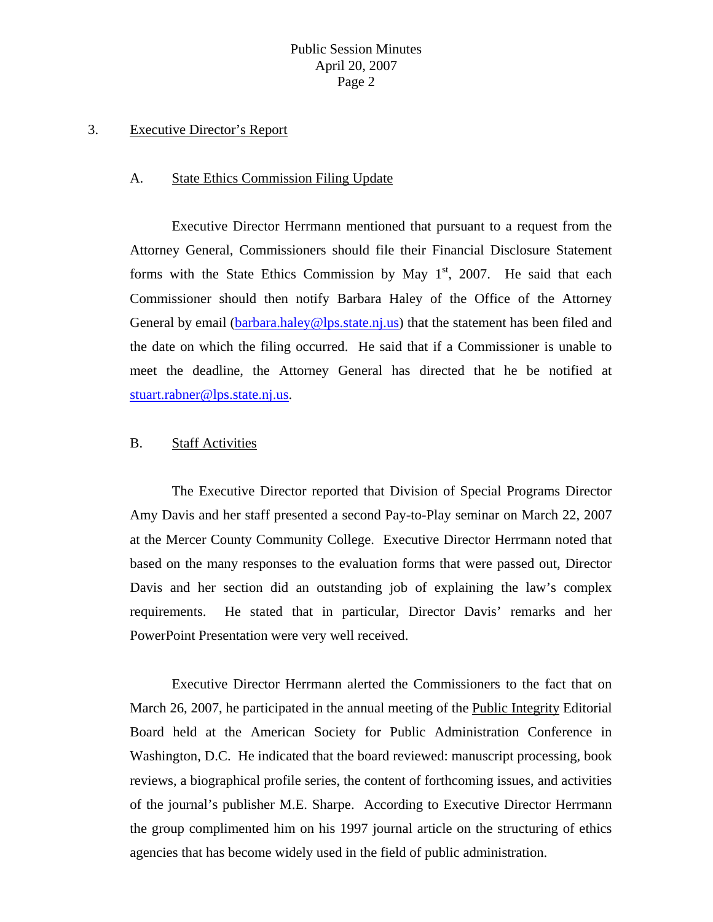3. Executive Director's Report

A. State Ethics Commission Filing Update

Executive Director Herrmann mentioned that pursuant to a request from the Attorney General, Commissioners should file their Financial Disclosure Statement forms with the State Ethics Commission by May 1st, 2007. He said that each Commissioner should then notify Barbara Haley of the Office of the Attorney General by email (barbara.haley@lps.state.nj.us) that the statement has been filed and the date on which the filing occurred. He said that if a Commissioner is unable to meet the deadline, the Attorney General has directed that he be notified at stuart.rabner@lps.state.nj.us.

B. Staff Activities

The Executive Director reported that Division of Special Programs Director Amy Davis and her staff presented a second Pay-to-Play seminar on March 22, 2007 at the Mercer County Community College. Executive Director Herrmann noted that based on the many responses to the evaluation forms that were passed out, Director Davis and her section did an outstanding job of explaining the law's complex requirements. He stated that in particular, Director Davis' remarks and her PowerPoint Presentation were very well received.

Executive Director Herrmann alerted the Commissioners to the fact that on March 26, 2007, he participated in the annual meeting of the Public Integrity Editorial Board held at the American Society for Public Administration Conference in Washington, D.C. He indicated that the board reviewed: manuscript processing, book reviews, a biographical profile series, the content of forthcoming issues, and activities of the journal's publisher M.E. Sharpe. According to Executive Director Herrmann the group complimented him on his 1997 journal article on the structuring of ethics agencies that has become widely used in the field of public administration.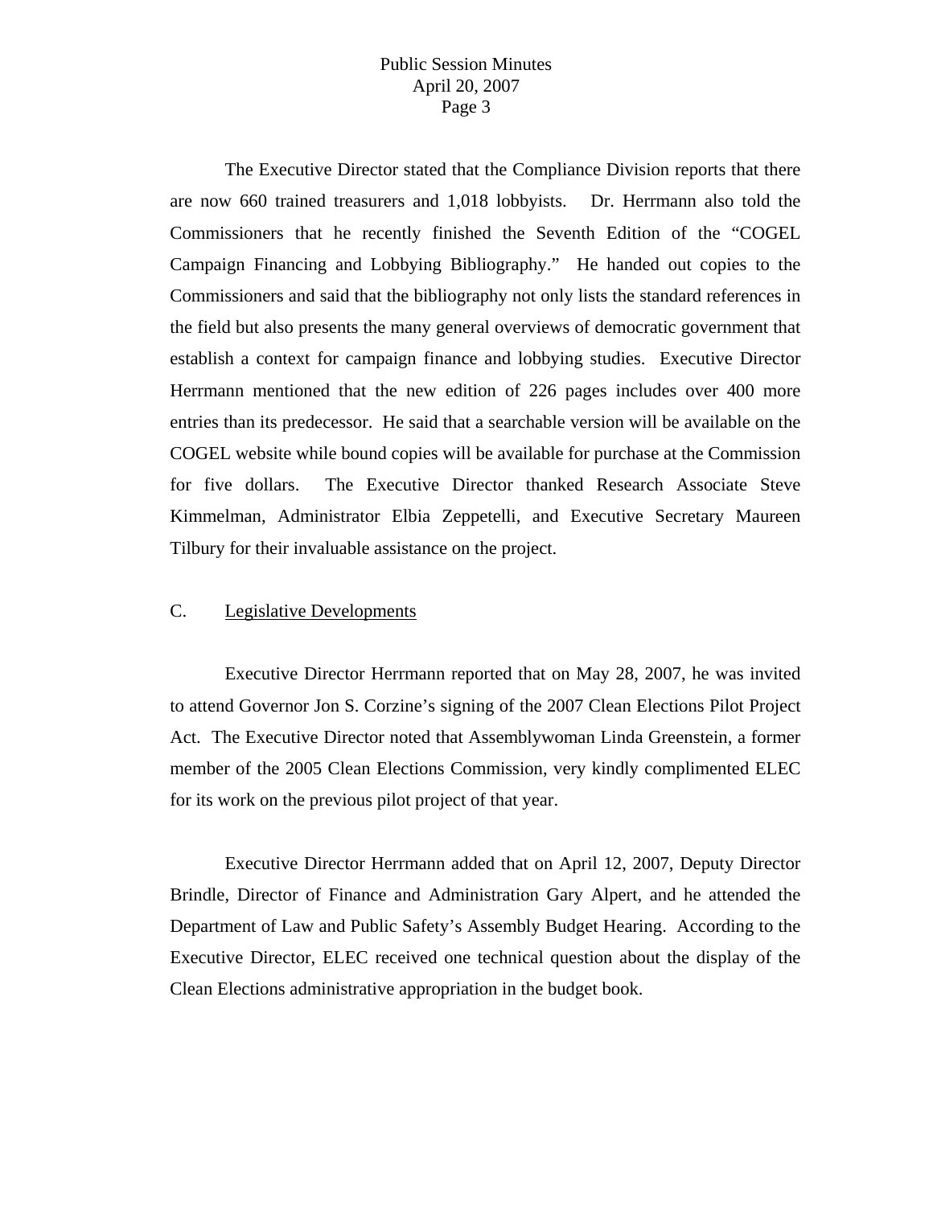The Executive Director stated that the Compliance Division reports that there are now 660 trained treasurers and 1,018 lobbyists. Dr. Herrmann also told the Commissioners that he recently finished the Seventh Edition of the "COGEL Campaign Financing and Lobbying Bibliography." He handed out copies to the Commissioners and said that the bibliography not only lists the standard references in the field but also presents the many general overviews of democratic government that establish a context for campaign finance and lobbying studies. Executive Director Herrmann mentioned that the new edition of 226 pages includes over 400 more entries than its predecessor. He said that a searchable version will be available on the COGEL website while bound copies will be available for purchase at the Commission for five dollars. The Executive Director thanked Research Associate Steve Kimmelman, Administrator Elbia Zeppetelli, and Executive Secretary Maureen Tilbury for their invaluable assistance on the project.

C. Legislative Developments

Executive Director Herrmann reported that on May 28, 2007, he was invited to attend Governor Jon S. Corzine's signing of the 2007 Clean Elections Pilot Project Act. The Executive Director noted that Assemblywoman Linda Greenstein, a former member of the 2005 Clean Elections Commission, very kindly complimented ELEC for its work on the previous pilot project of that year.

Executive Director Herrmann added that on April 12, 2007, Deputy Director Brindle, Director of Finance and Administration Gary Alpert, and he attended the Department of Law and Public Safety's Assembly Budget Hearing. According to the Executive Director, ELEC received one technical question about the display of the Clean Elections administrative appropriation in the budget book.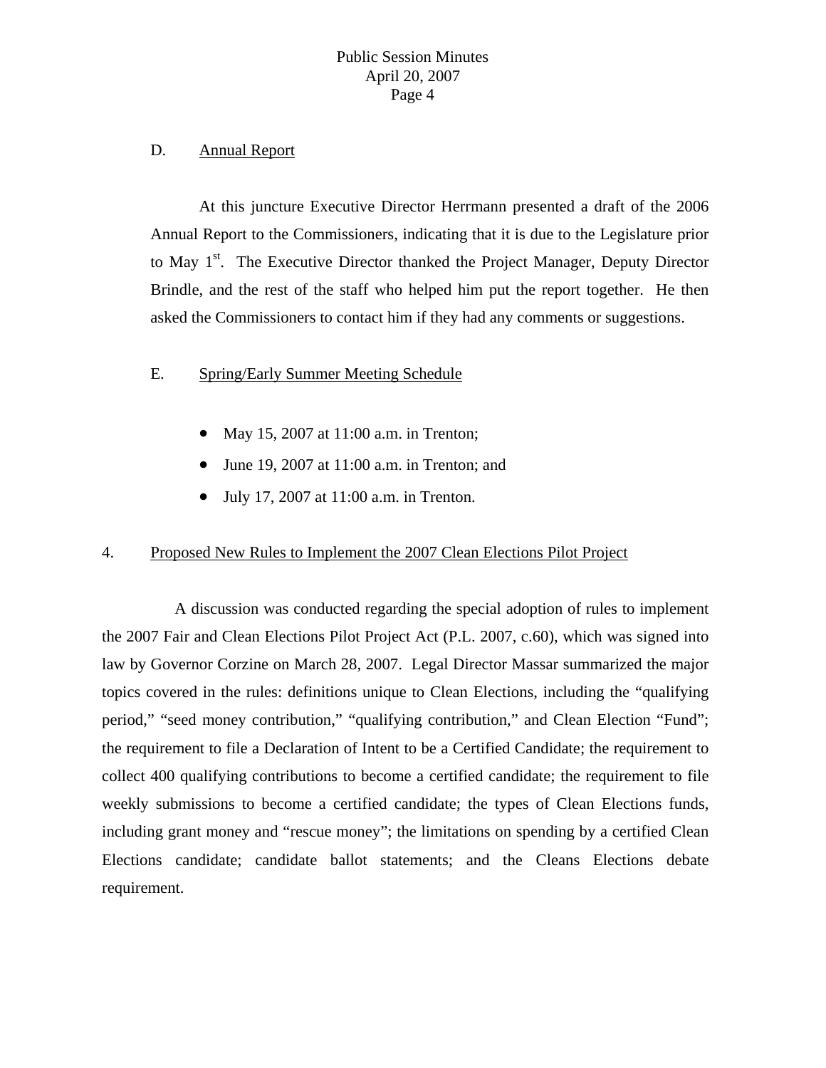D. Annual Report

At this juncture Executive Director Herrmann presented a draft of the 2006 Annual Report to the Commissioners, indicating that it is due to the Legislature prior to May 1st. The Executive Director thanked the Project Manager, Deputy Director Brindle, and the rest of the staff who helped him put the report together. He then asked the Commissioners to contact him if they had any comments or suggestions.

E. Spring/Early Summer Meeting Schedule

- May 15, 2007 at 11:00 a.m. in Trenton;
- June 19, 2007 at 11:00 a.m. in Trenton; and
- July 17, 2007 at 11:00 a.m. in Trenton.

4. Proposed New Rules to Implement the 2007 Clean Elections Pilot Project

A discussion was conducted regarding the special adoption of rules to implement the 2007 Fair and Clean Elections Pilot Project Act (P.L. 2007, c.60), which was signed into law by Governor Corzine on March 28, 2007. Legal Director Massar summarized the major topics covered in the rules: definitions unique to Clean Elections, including the "qualifying period," "seed money contribution," "qualifying contribution," and Clean Election "Fund"; the requirement to file a Declaration of Intent to be a Certified Candidate; the requirement to collect 400 qualifying contributions to become a certified candidate; the requirement to file weekly submissions to become a certified candidate; the types of Clean Elections funds, including grant money and "rescue money"; the limitations on spending by a certified Clean Elections candidate; candidate ballot statements; and the Cleans Elections debate requirement.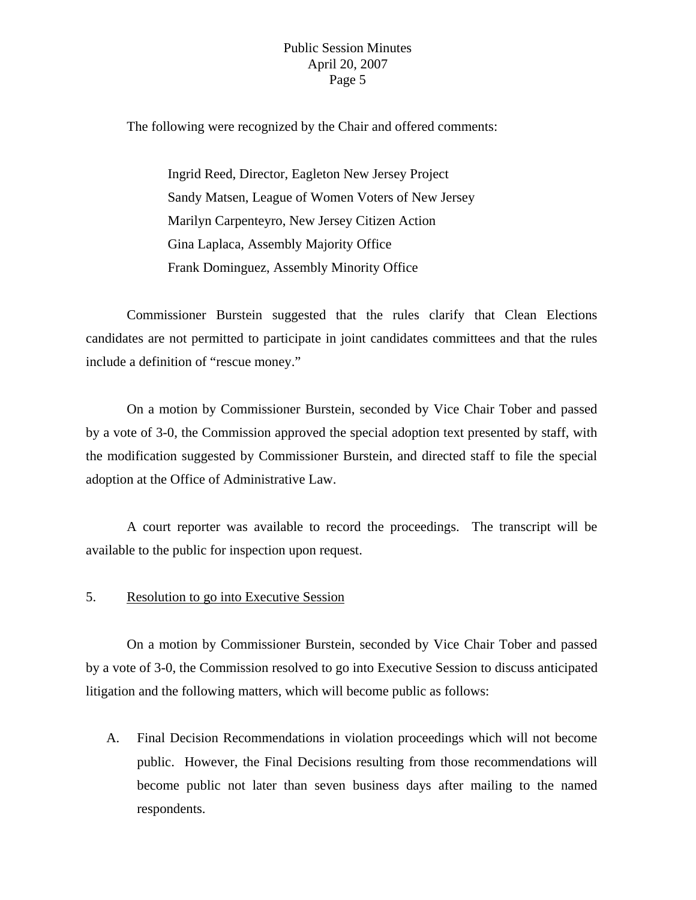The following were recognized by the Chair and offered comments:

Ingrid Reed, Director, Eagleton New Jersey Project
Sandy Matsen, League of Women Voters of New Jersey
Marilyn Carpenteyro, New Jersey Citizen Action
Gina Laplaca, Assembly Majority Office
Frank Dominguez, Assembly Minority Office

Commissioner Burstein suggested that the rules clarify that Clean Elections candidates are not permitted to participate in joint candidates committees and that the rules include a definition of "rescue money."

On a motion by Commissioner Burstein, seconded by Vice Chair Tober and passed by a vote of 3-0, the Commission approved the special adoption text presented by staff, with the modification suggested by Commissioner Burstein, and directed staff to file the special adoption at the Office of Administrative Law.

A court reporter was available to record the proceedings. The transcript will be available to the public for inspection upon request.

5. Resolution to go into Executive Session

On a motion by Commissioner Burstein, seconded by Vice Chair Tober and passed by a vote of 3-0, the Commission resolved to go into Executive Session to discuss anticipated litigation and the following matters, which will become public as follows:

A. Final Decision Recommendations in violation proceedings which will not become public. However, the Final Decisions resulting from those recommendations will become public not later than seven business days after mailing to the named respondents.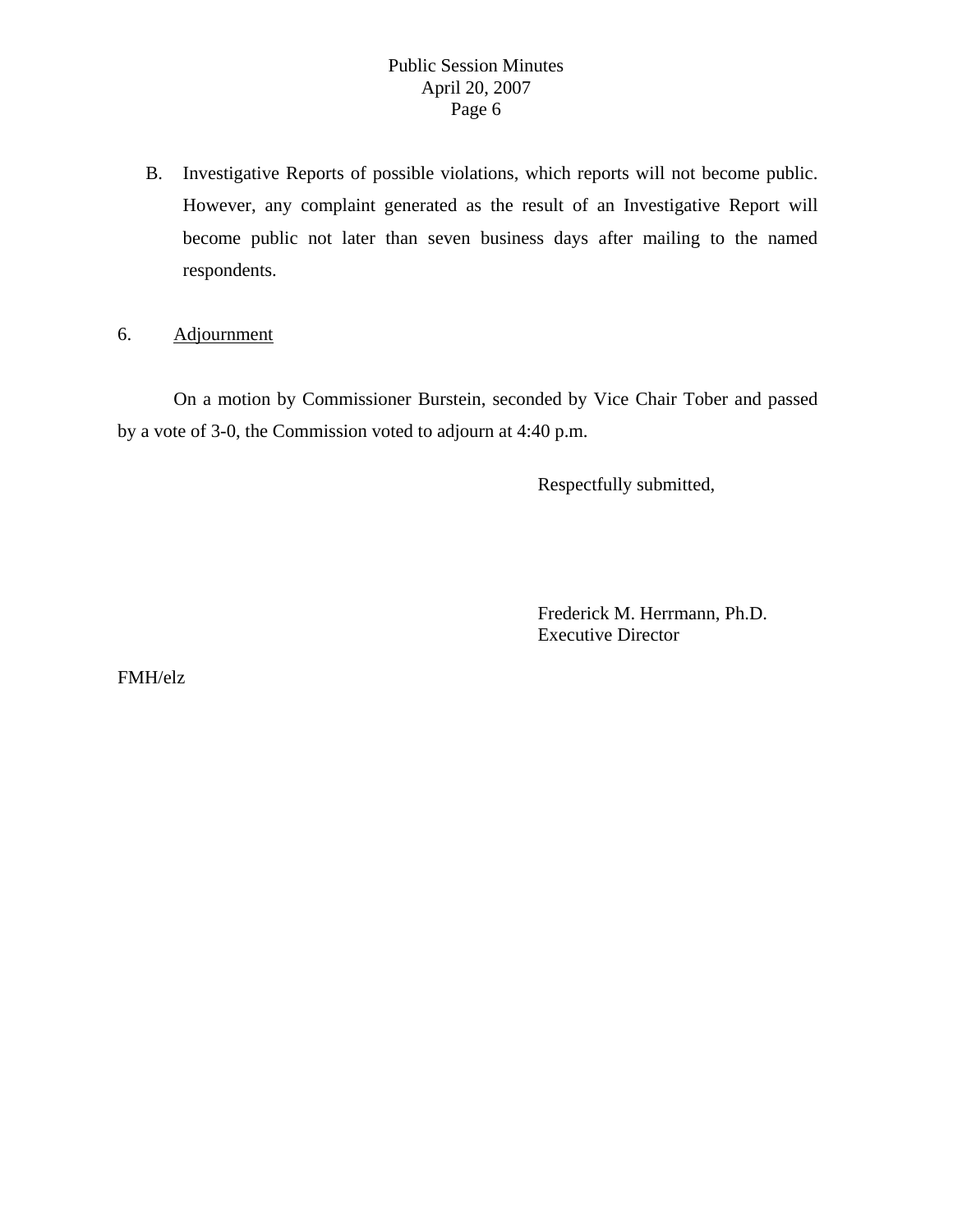B. Investigative Reports of possible violations, which reports will not become public. However, any complaint generated as the result of an Investigative Report will become public not later than seven business days after mailing to the named respondents.

6. <u>Adjournment</u>

On a motion by Commissioner Burstein, seconded by Vice Chair Tober and passed by a vote of 3-0, the Commission voted to adjourn at 4:40 p.m.

Respectfully submitted,

Frederick M. Herrmann, Ph.D.
Executive Director

FMH/elz